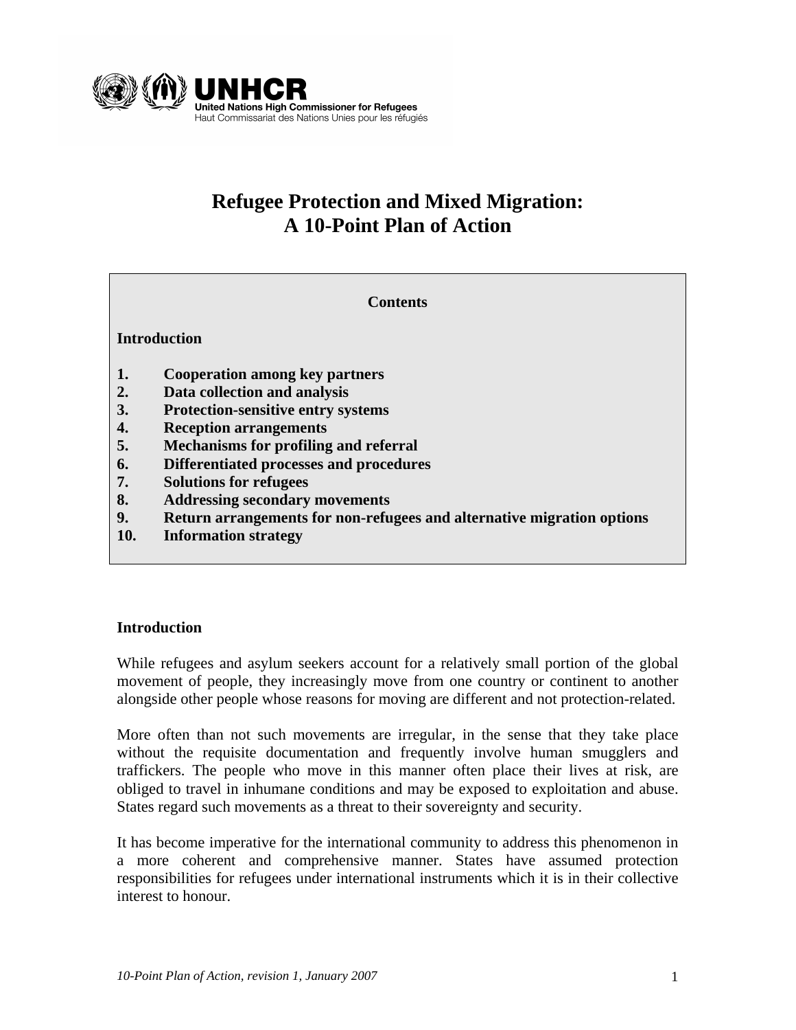UNHCR

United Nations High Commissioner for Refugees

Haut Commissariat des Nations Unies pour les réfugiés

# Refugee Protection and Mixed Migration: A 10-Point Plan of Action

**Contents**

**Introduction**

1. **Cooperation among key partners**
2. **Data collection and analysis**
3. **Protection-sensitive entry systems**
4. **Reception arrangements**
5. **Mechanisms for profiling and referral**
6. **Differentiated processes and procedures**
7. **Solutions for refugees**
8. **Addressing secondary movements**
9. **Return arrangements for non-refugees and alternative migration options**
10. **Information strategy**

## Introduction

While refugees and asylum seekers account for a relatively small portion of the global movement of people, they increasingly move from one country or continent to another alongside other people whose reasons for moving are different and not protection-related.

More often than not such movements are irregular, in the sense that they take place without the requisite documentation and frequently involve human smugglers and traffickers. The people who move in this manner often place their lives at risk, are obliged to travel in inhumane conditions and may be exposed to exploitation and abuse. States regard such movements as a threat to their sovereignty and security.

It has become imperative for the international community to address this phenomenon in a more coherent and comprehensive manner. States have assumed protection responsibilities for refugees under international instruments which it is in their collective interest to honour.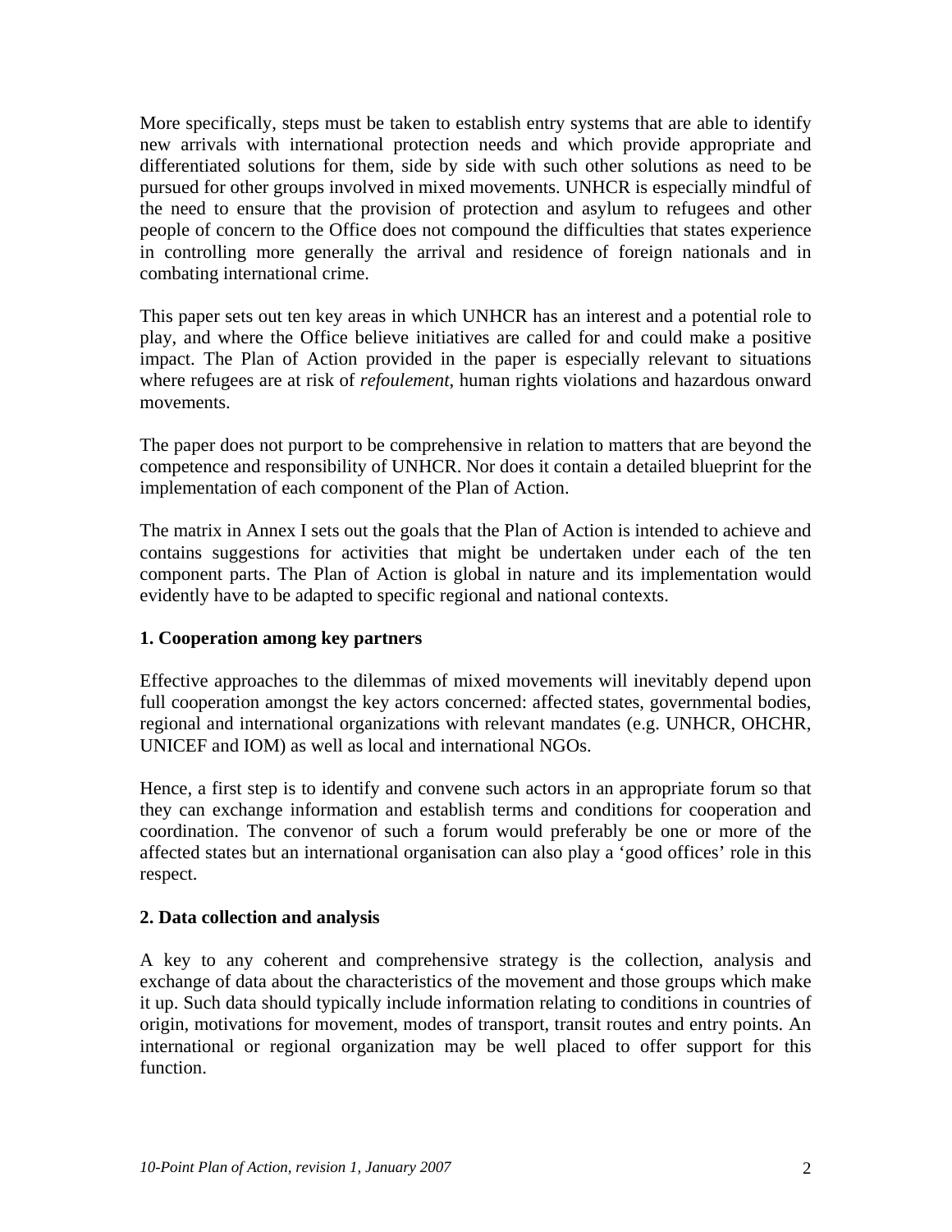More specifically, steps must be taken to establish entry systems that are able to identify new arrivals with international protection needs and which provide appropriate and differentiated solutions for them, side by side with such other solutions as need to be pursued for other groups involved in mixed movements. UNHCR is especially mindful of the need to ensure that the provision of protection and asylum to refugees and other people of concern to the Office does not compound the difficulties that states experience in controlling more generally the arrival and residence of foreign nationals and in combating international crime.

This paper sets out ten key areas in which UNHCR has an interest and a potential role to play, and where the Office believe initiatives are called for and could make a positive impact. The Plan of Action provided in the paper is especially relevant to situations where refugees are at risk of *refoulement*, human rights violations and hazardous onward movements.

The paper does not purport to be comprehensive in relation to matters that are beyond the competence and responsibility of UNHCR. Nor does it contain a detailed blueprint for the implementation of each component of the Plan of Action.

The matrix in Annex I sets out the goals that the Plan of Action is intended to achieve and contains suggestions for activities that might be undertaken under each of the ten component parts. The Plan of Action is global in nature and its implementation would evidently have to be adapted to specific regional and national contexts.

## 1. Cooperation among key partners

Effective approaches to the dilemmas of mixed movements will inevitably depend upon full cooperation amongst the key actors concerned: affected states, governmental bodies, regional and international organizations with relevant mandates (e.g. UNHCR, OHCHR, UNICEF and IOM) as well as local and international NGOs.

Hence, a first step is to identify and convene such actors in an appropriate forum so that they can exchange information and establish terms and conditions for cooperation and coordination. The convenor of such a forum would preferably be one or more of the affected states but an international organisation can also play a 'good offices' role in this respect.

## 2. Data collection and analysis

A key to any coherent and comprehensive strategy is the collection, analysis and exchange of data about the characteristics of the movement and those groups which make it up. Such data should typically include information relating to conditions in countries of origin, motivations for movement, modes of transport, transit routes and entry points. An international or regional organization may be well placed to offer support for this function.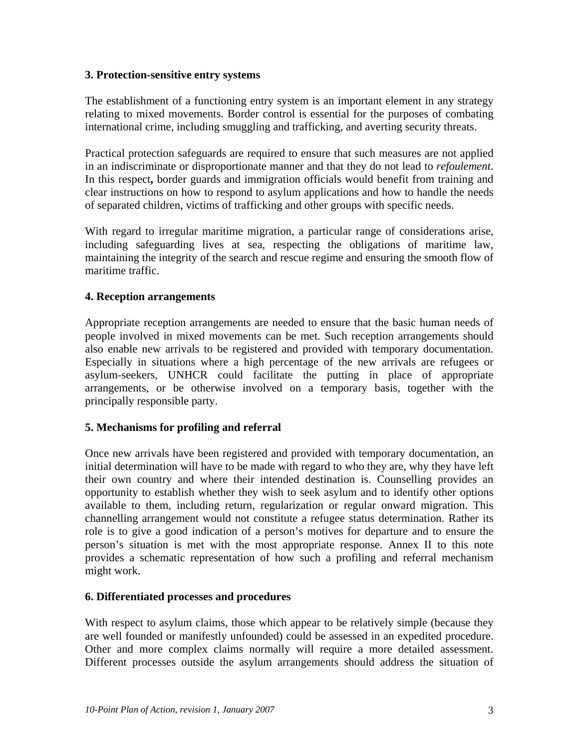### 3. Protection-sensitive entry systems

The establishment of a functioning entry system is an important element in any strategy relating to mixed movements. Border control is essential for the purposes of combating international crime, including smuggling and trafficking, and averting security threats.

Practical protection safeguards are required to ensure that such measures are not applied in an indiscriminate or disproportionate manner and that they do not lead to *refoulement*. In this respect**,** border guards and immigration officials would benefit from training and clear instructions on how to respond to asylum applications and how to handle the needs of separated children, victims of trafficking and other groups with specific needs.

With regard to irregular maritime migration, a particular range of considerations arise, including safeguarding lives at sea, respecting the obligations of maritime law, maintaining the integrity of the search and rescue regime and ensuring the smooth flow of maritime traffic.

### 4. Reception arrangements

Appropriate reception arrangements are needed to ensure that the basic human needs of people involved in mixed movements can be met. Such reception arrangements should also enable new arrivals to be registered and provided with temporary documentation. Especially in situations where a high percentage of the new arrivals are refugees or asylum-seekers, UNHCR could facilitate the putting in place of appropriate arrangements, or be otherwise involved on a temporary basis, together with the principally responsible party.

### 5. Mechanisms for profiling and referral

Once new arrivals have been registered and provided with temporary documentation, an initial determination will have to be made with regard to who they are, why they have left their own country and where their intended destination is. Counselling provides an opportunity to establish whether they wish to seek asylum and to identify other options available to them, including return, regularization or regular onward migration. This channelling arrangement would not constitute a refugee status determination. Rather its role is to give a good indication of a person's motives for departure and to ensure the person's situation is met with the most appropriate response. Annex II to this note provides a schematic representation of how such a profiling and referral mechanism might work.

### 6. Differentiated processes and procedures

With respect to asylum claims, those which appear to be relatively simple (because they are well founded or manifestly unfounded) could be assessed in an expedited procedure. Other and more complex claims normally will require a more detailed assessment. Different processes outside the asylum arrangements should address the situation of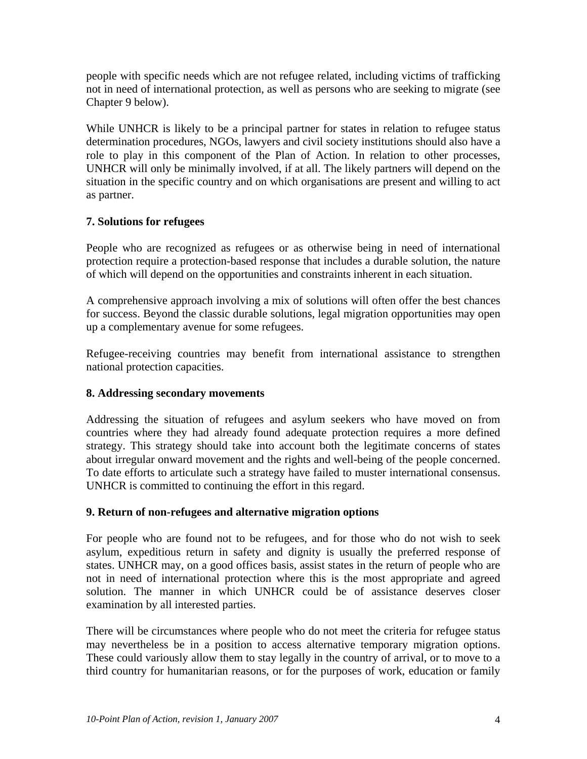people with specific needs which are not refugee related, including victims of trafficking not in need of international protection, as well as persons who are seeking to migrate (see Chapter 9 below).

While UNHCR is likely to be a principal partner for states in relation to refugee status determination procedures, NGOs, lawyers and civil society institutions should also have a role to play in this component of the Plan of Action. In relation to other processes, UNHCR will only be minimally involved, if at all. The likely partners will depend on the situation in the specific country and on which organisations are present and willing to act as partner.

## 7. Solutions for refugees

People who are recognized as refugees or as otherwise being in need of international protection require a protection-based response that includes a durable solution, the nature of which will depend on the opportunities and constraints inherent in each situation.

A comprehensive approach involving a mix of solutions will often offer the best chances for success. Beyond the classic durable solutions, legal migration opportunities may open up a complementary avenue for some refugees.

Refugee-receiving countries may benefit from international assistance to strengthen national protection capacities.

## 8. Addressing secondary movements

Addressing the situation of refugees and asylum seekers who have moved on from countries where they had already found adequate protection requires a more defined strategy. This strategy should take into account both the legitimate concerns of states about irregular onward movement and the rights and well-being of the people concerned. To date efforts to articulate such a strategy have failed to muster international consensus. UNHCR is committed to continuing the effort in this regard.

## 9. Return of non-refugees and alternative migration options

For people who are found not to be refugees, and for those who do not wish to seek asylum, expeditious return in safety and dignity is usually the preferred response of states. UNHCR may, on a good offices basis, assist states in the return of people who are not in need of international protection where this is the most appropriate and agreed solution. The manner in which UNHCR could be of assistance deserves closer examination by all interested parties.

There will be circumstances where people who do not meet the criteria for refugee status may nevertheless be in a position to access alternative temporary migration options. These could variously allow them to stay legally in the country of arrival, or to move to a third country for humanitarian reasons, or for the purposes of work, education or family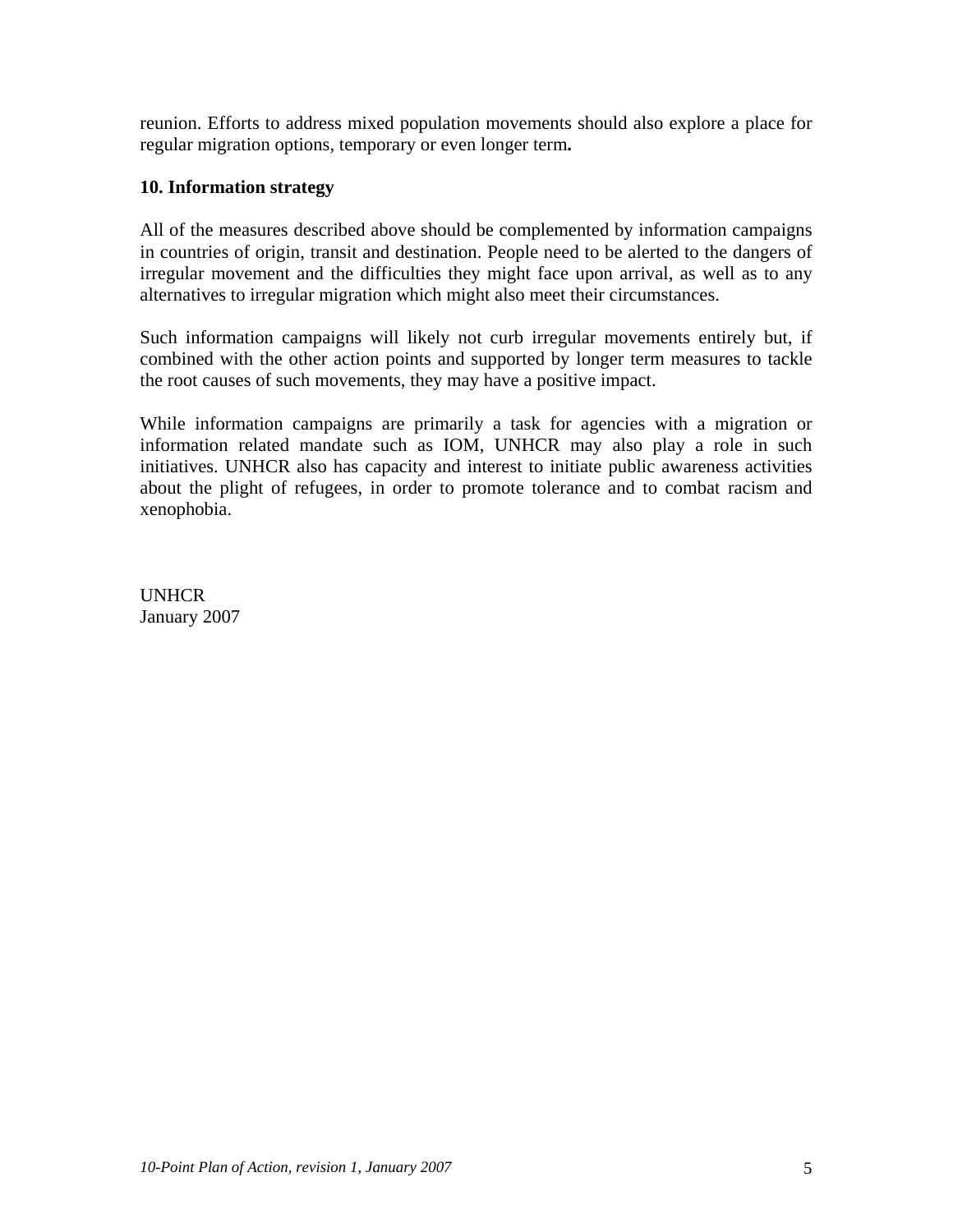reunion. Efforts to address mixed population movements should also explore a place for regular migration options, temporary or even longer term**.**

### 10. Information strategy

All of the measures described above should be complemented by information campaigns in countries of origin, transit and destination. People need to be alerted to the dangers of irregular movement and the difficulties they might face upon arrival, as well as to any alternatives to irregular migration which might also meet their circumstances.

Such information campaigns will likely not curb irregular movements entirely but, if combined with the other action points and supported by longer term measures to tackle the root causes of such movements, they may have a positive impact.

While information campaigns are primarily a task for agencies with a migration or information related mandate such as IOM, UNHCR may also play a role in such initiatives. UNHCR also has capacity and interest to initiate public awareness activities about the plight of refugees, in order to promote tolerance and to combat racism and xenophobia.

UNHCR
January 2007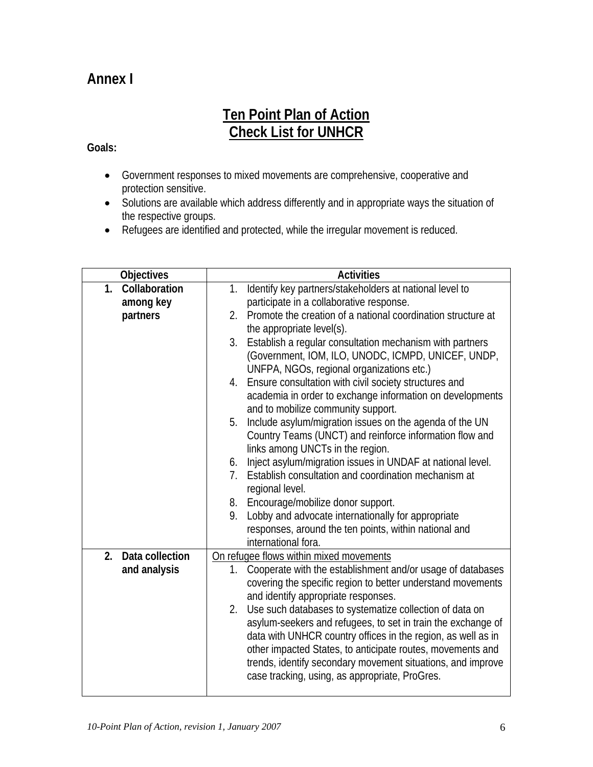## Annex I

# Ten Point Plan of Action
# Check List for UNHCR

**Goals:**

- Government responses to mixed movements are comprehensive, cooperative and protection sensitive.
- Solutions are available which address differently and in appropriate ways the situation of the respective groups.
- Refugees are identified and protected, while the irregular movement is reduced.

| Objectives | Activities |
|---|---|
| **1. Collaboration among key partners** | 1. Identify key partners/stakeholders at national level to participate in a collaborative response.<br>2. Promote the creation of a national coordination structure at the appropriate level(s).<br>3. Establish a regular consultation mechanism with partners (Government, IOM, ILO, UNODC, ICMPD, UNICEF, UNDP, UNFPA, NGOs, regional organizations etc.)<br>4. Ensure consultation with civil society structures and academia in order to exchange information on developments and to mobilize community support.<br>5. Include asylum/migration issues on the agenda of the UN Country Teams (UNCT) and reinforce information flow and links among UNCTs in the region.<br>6. Inject asylum/migration issues in UNDAF at national level.<br>7. Establish consultation and coordination mechanism at regional level.<br>8. Encourage/mobilize donor support.<br>9. Lobby and advocate internationally for appropriate responses, around the ten points, within national and international fora. |
| **2. Data collection and analysis** | <u>On refugee flows within mixed movements</u><br>1. Cooperate with the establishment and/or usage of databases covering the specific region to better understand movements and identify appropriate responses.<br>2. Use such databases to systematize collection of data on asylum-seekers and refugees, to set in train the exchange of data with UNHCR country offices in the region, as well as in other impacted States, to anticipate routes, movements and trends, identify secondary movement situations, and improve case tracking, using, as appropriate, ProGres. |

*10-Point Plan of Action, revision 1, January 2007*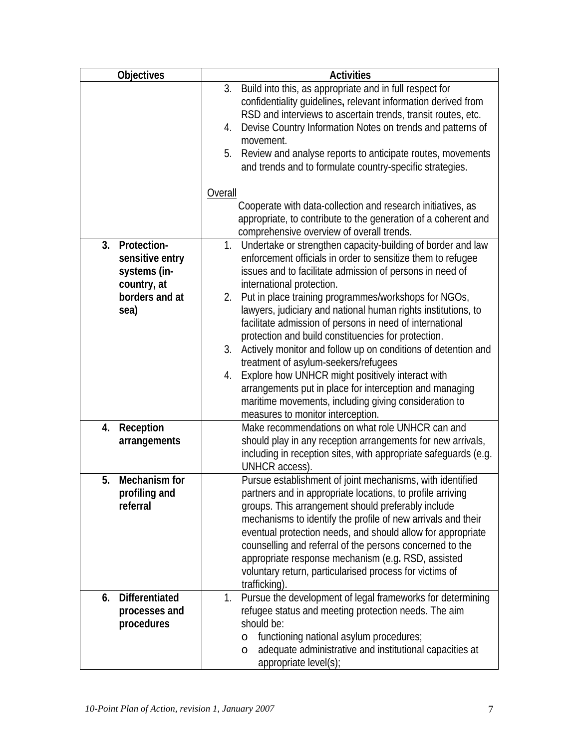| Objectives | Activities |
|---|---|
| | 3. Build into this, as appropriate and in full respect for confidentiality guidelines**,** relevant information derived from RSD and interviews to ascertain trends, transit routes, etc.<br>4. Devise Country Information Notes on trends and patterns of movement.<br>5. Review and analyse reports to anticipate routes, movements and trends and to formulate country-specific strategies.<br><br><u>Overall</u><br>Cooperate with data-collection and research initiatives, as appropriate, to contribute to the generation of a coherent and comprehensive overview of overall trends. |
| **3. Protection-sensitive entry systems (in-country, at borders and at sea)** | 1. Undertake or strengthen capacity-building of border and law enforcement officials in order to sensitize them to refugee issues and to facilitate admission of persons in need of international protection.<br>2. Put in place training programmes/workshops for NGOs, lawyers, judiciary and national human rights institutions, to facilitate admission of persons in need of international protection and build constituencies for protection.<br>3. Actively monitor and follow up on conditions of detention and treatment of asylum-seekers/refugees<br>4. Explore how UNHCR might positively interact with arrangements put in place for interception and managing maritime movements, including giving consideration to measures to monitor interception. |
| **4. Reception arrangements** | Make recommendations on what role UNHCR can and should play in any reception arrangements for new arrivals, including in reception sites, with appropriate safeguards (e.g. UNHCR access). |
| **5. Mechanism for profiling and referral** | Pursue establishment of joint mechanisms, with identified partners and in appropriate locations, to profile arriving groups. This arrangement should preferably include mechanisms to identify the profile of new arrivals and their eventual protection needs, and should allow for appropriate counselling and referral of the persons concerned to the appropriate response mechanism (e.g**.** RSD, assisted voluntary return, particularised process for victims of trafficking). |
| **6. Differentiated processes and procedures** | 1. Pursue the development of legal frameworks for determining refugee status and meeting protection needs. The aim should be:<br>o functioning national asylum procedures;<br>o adequate administrative and institutional capacities at appropriate level(s); |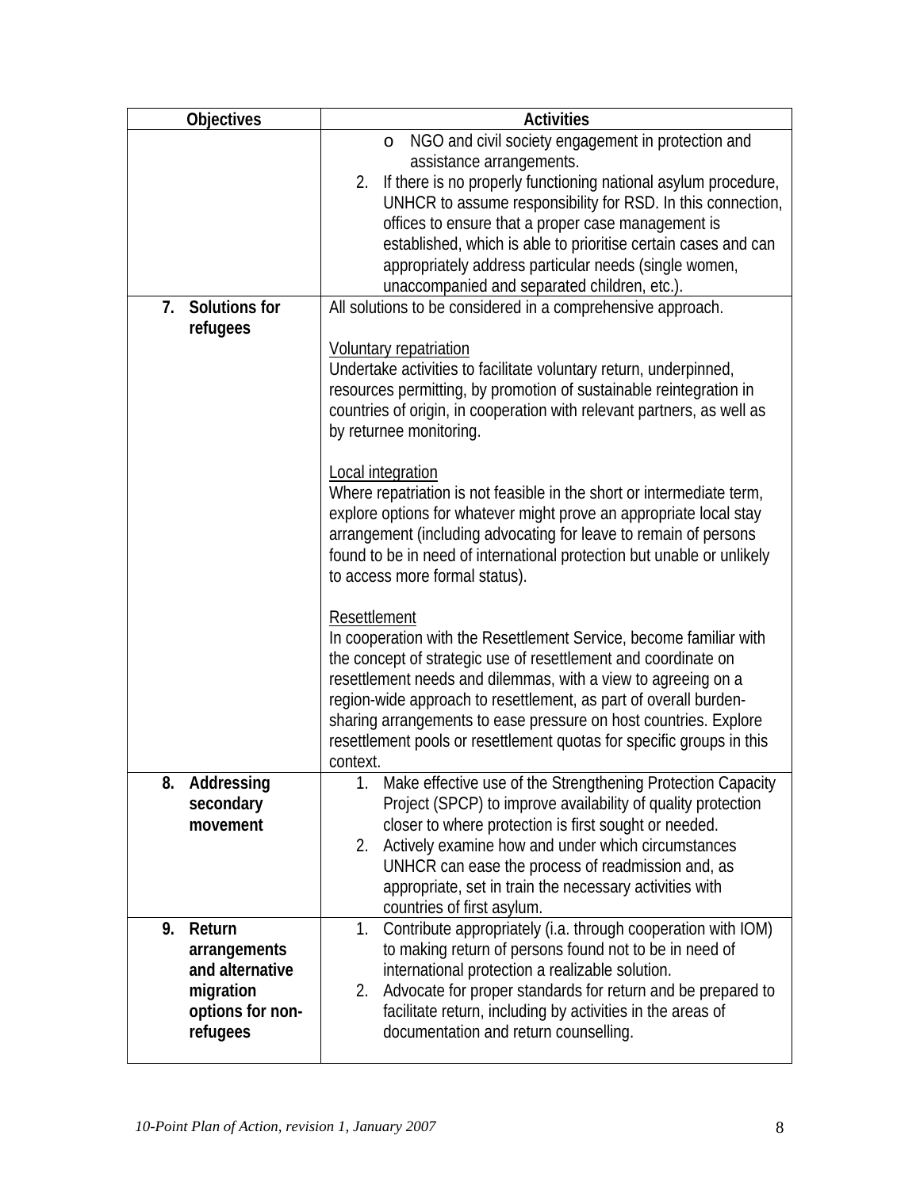| Objectives | Activities |
|---|---|
| | o NGO and civil society engagement in protection and assistance arrangements.<br>2. If there is no properly functioning national asylum procedure, UNHCR to assume responsibility for RSD. In this connection, offices to ensure that a proper case management is established, which is able to prioritise certain cases and can appropriately address particular needs (single women, unaccompanied and separated children, etc.). |
| **7. Solutions for refugees** | All solutions to be considered in a comprehensive approach.<br><br><u>Voluntary repatriation</u><br>Undertake activities to facilitate voluntary return, underpinned, resources permitting, by promotion of sustainable reintegration in countries of origin, in cooperation with relevant partners, as well as by returnee monitoring.<br><br><u>Local integration</u><br>Where repatriation is not feasible in the short or intermediate term, explore options for whatever might prove an appropriate local stay arrangement (including advocating for leave to remain of persons found to be in need of international protection but unable or unlikely to access more formal status).<br><br><u>Resettlement</u><br>In cooperation with the Resettlement Service, become familiar with the concept of strategic use of resettlement and coordinate on resettlement needs and dilemmas, with a view to agreeing on a region-wide approach to resettlement, as part of overall burden-sharing arrangements to ease pressure on host countries. Explore resettlement pools or resettlement quotas for specific groups in this context. |
| **8. Addressing secondary movement** | 1. Make effective use of the Strengthening Protection Capacity Project (SPCP) to improve availability of quality protection closer to where protection is first sought or needed.<br>2. Actively examine how and under which circumstances UNHCR can ease the process of readmission and, as appropriate, set in train the necessary activities with countries of first asylum. |
| **9. Return arrangements and alternative migration options for non-refugees** | 1. Contribute appropriately (i.a. through cooperation with IOM) to making return of persons found not to be in need of international protection a realizable solution.<br>2. Advocate for proper standards for return and be prepared to facilitate return, including by activities in the areas of documentation and return counselling. |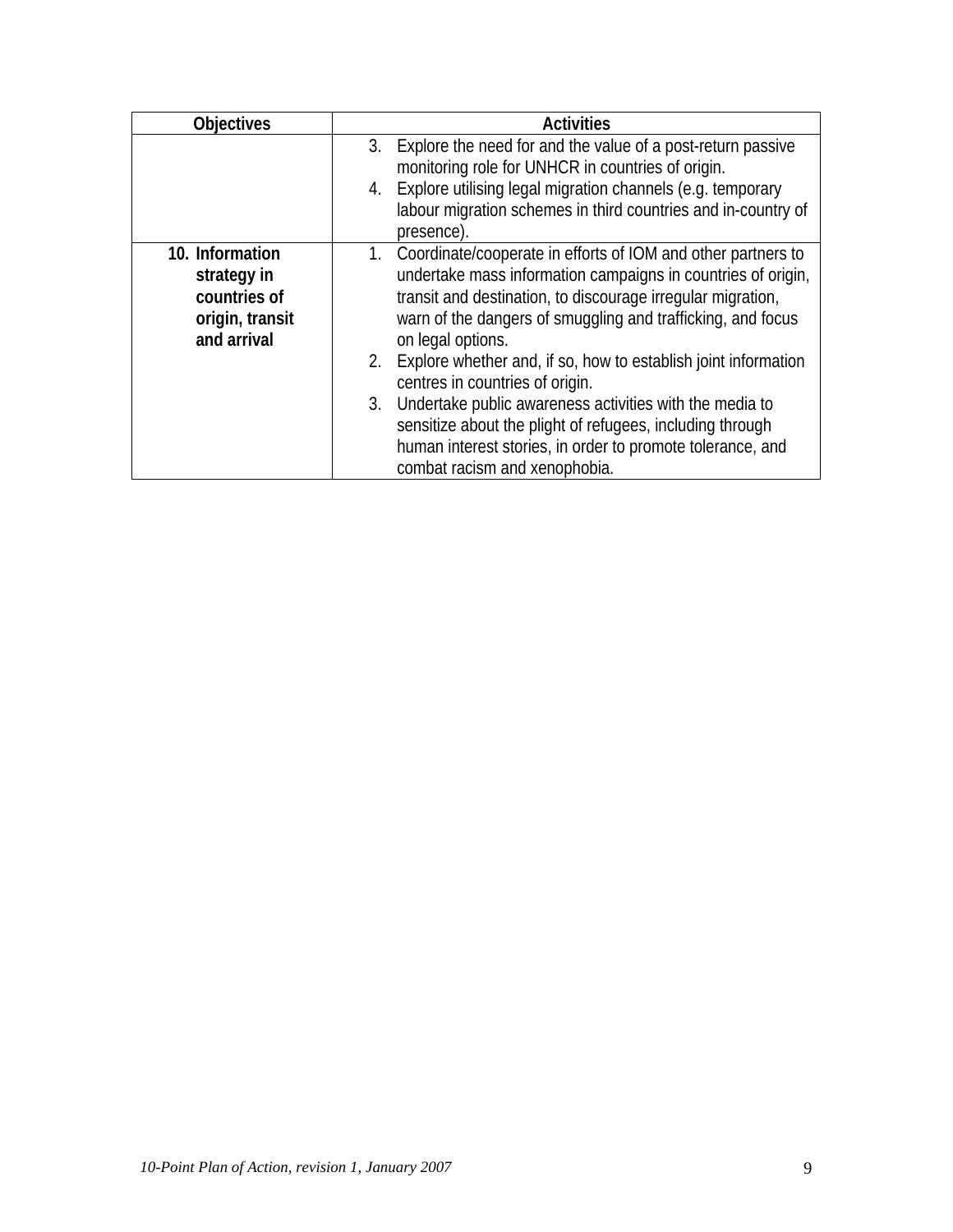| Objectives | Activities |
|---|---|
| | 3. Explore the need for and the value of a post-return passive monitoring role for UNHCR in countries of origin.<br>4. Explore utilising legal migration channels (e.g. temporary labour migration schemes in third countries and in-country of presence). |
| **10. Information strategy in countries of origin, transit and arrival** | 1. Coordinate/cooperate in efforts of IOM and other partners to undertake mass information campaigns in countries of origin, transit and destination, to discourage irregular migration, warn of the dangers of smuggling and trafficking, and focus on legal options.<br>2. Explore whether and, if so, how to establish joint information centres in countries of origin.<br>3. Undertake public awareness activities with the media to sensitize about the plight of refugees, including through human interest stories, in order to promote tolerance, and combat racism and xenophobia. |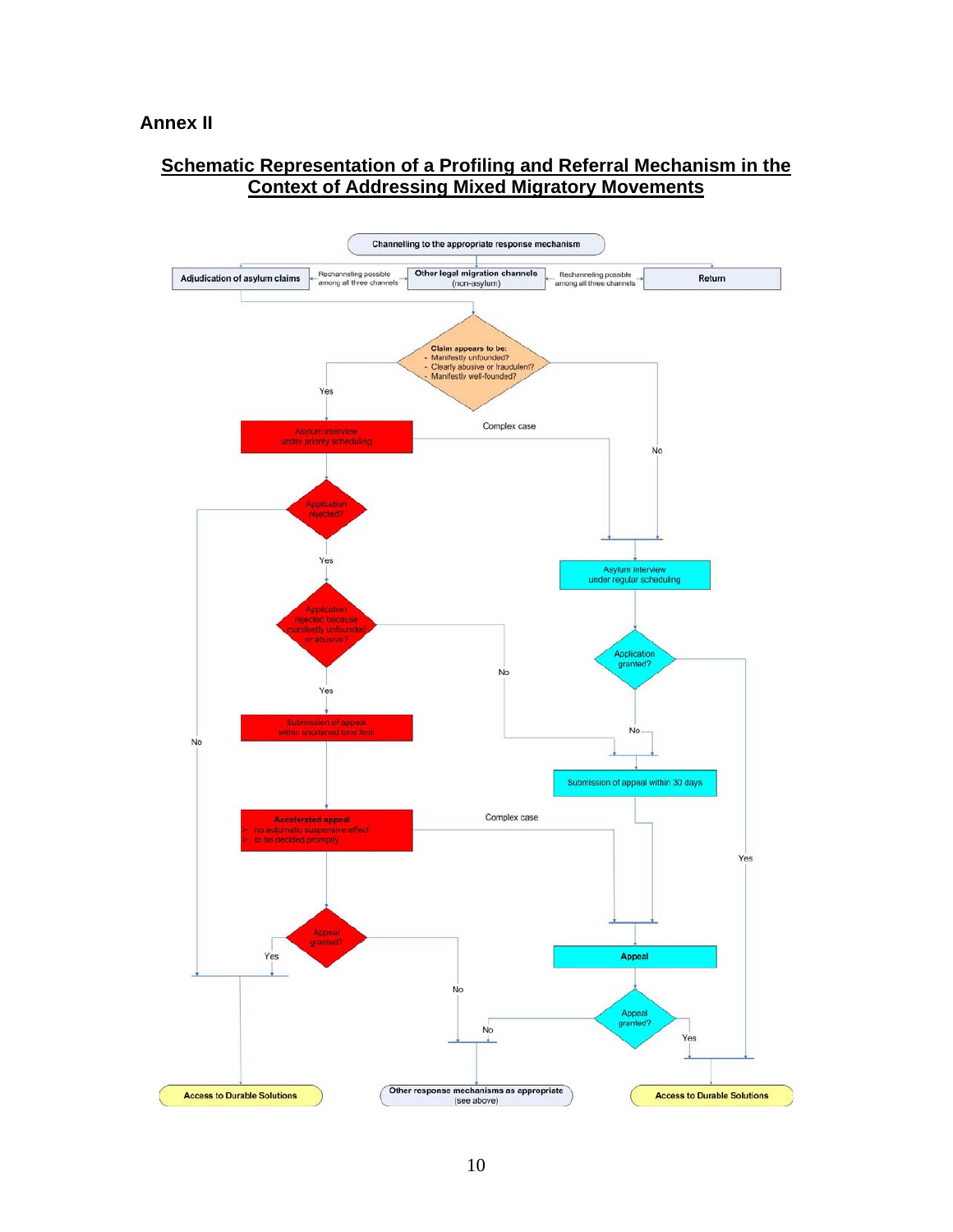**Annex II**

## Schematic Representation of a Profiling and Referral Mechanism in the Context of Addressing Mixed Migratory Movements

Channelling to the appropriate response mechanism

Adjudication of asylum claims

Rechanneling possible among all three channels

Other legal migration channels (non-asylum)

Rechanneling possible among all three channels

Return

Claim appears to be:
- Manifestly unfounded?
- Clearly abusive or fraudulent?
- Manifestly well-founded?

Yes

No

Asylum interview under priority scheduling

Complex case

Application rejected?

No

Yes

Application rejected because manifestly unfounded or abusive?

No

Yes

Submission of appeal within shortened time limit

Asylum interview under regular scheduling

Application granted?

No

Yes

Submission of appeal within 30 days

Accelerated appeal
- no automatic suspensive effect
- to be decided promptly

Complex case

Appeal granted?

Yes

No

Appeal

Appeal granted?

No

Yes

Access to Durable Solutions

Other response mechanisms as appropriate (see above)

Access to Durable Solutions